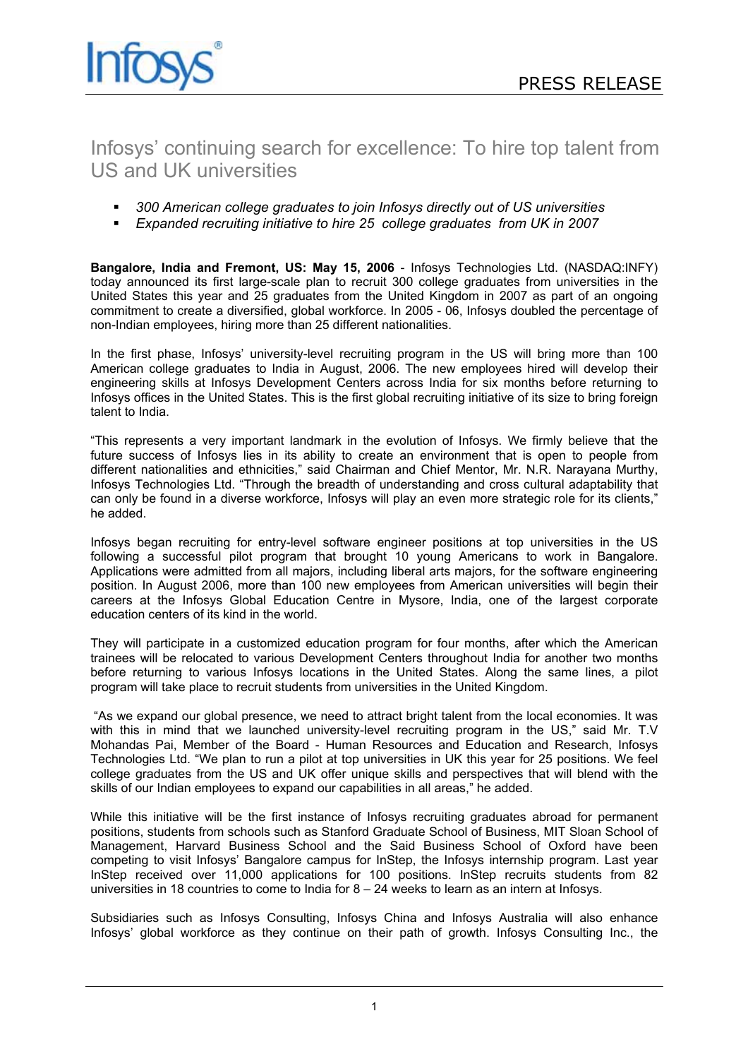Infosys®

PRESS RELEASE

# Infosys' continuing search for excellence: To hire top talent from US and UK universities

- *300 American college graduates to join Infosys directly out of US universities*
- *Expanded recruiting initiative to hire 25 college graduates from UK in 2007*

**Bangalore, India and Fremont, US: May 15, 2006** - Infosys Technologies Ltd. (NASDAQ:INFY) today announced its first large-scale plan to recruit 300 college graduates from universities in the United States this year and 25 graduates from the United Kingdom in 2007 as part of an ongoing commitment to create a diversified, global workforce. In 2005 - 06, Infosys doubled the percentage of non-Indian employees, hiring more than 25 different nationalities.

In the first phase, Infosys' university-level recruiting program in the US will bring more than 100 American college graduates to India in August, 2006. The new employees hired will develop their engineering skills at Infosys Development Centers across India for six months before returning to Infosys offices in the United States. This is the first global recruiting initiative of its size to bring foreign talent to India.

"This represents a very important landmark in the evolution of Infosys. We firmly believe that the future success of Infosys lies in its ability to create an environment that is open to people from different nationalities and ethnicities," said Chairman and Chief Mentor, Mr. N.R. Narayana Murthy, Infosys Technologies Ltd. "Through the breadth of understanding and cross cultural adaptability that can only be found in a diverse workforce, Infosys will play an even more strategic role for its clients," he added.

Infosys began recruiting for entry-level software engineer positions at top universities in the US following a successful pilot program that brought 10 young Americans to work in Bangalore. Applications were admitted from all majors, including liberal arts majors, for the software engineering position. In August 2006, more than 100 new employees from American universities will begin their careers at the Infosys Global Education Centre in Mysore, India, one of the largest corporate education centers of its kind in the world.

They will participate in a customized education program for four months, after which the American trainees will be relocated to various Development Centers throughout India for another two months before returning to various Infosys locations in the United States. Along the same lines, a pilot program will take place to recruit students from universities in the United Kingdom.

"As we expand our global presence, we need to attract bright talent from the local economies. It was with this in mind that we launched university-level recruiting program in the US," said Mr. T.V Mohandas Pai, Member of the Board - Human Resources and Education and Research, Infosys Technologies Ltd. "We plan to run a pilot at top universities in UK this year for 25 positions. We feel college graduates from the US and UK offer unique skills and perspectives that will blend with the skills of our Indian employees to expand our capabilities in all areas," he added.

While this initiative will be the first instance of Infosys recruiting graduates abroad for permanent positions, students from schools such as Stanford Graduate School of Business, MIT Sloan School of Management, Harvard Business School and the Said Business School of Oxford have been competing to visit Infosys' Bangalore campus for InStep, the Infosys internship program. Last year InStep received over 11,000 applications for 100 positions. InStep recruits students from 82 universities in 18 countries to come to India for 8 – 24 weeks to learn as an intern at Infosys.

Subsidiaries such as Infosys Consulting, Infosys China and Infosys Australia will also enhance Infosys' global workforce as they continue on their path of growth. Infosys Consulting Inc., the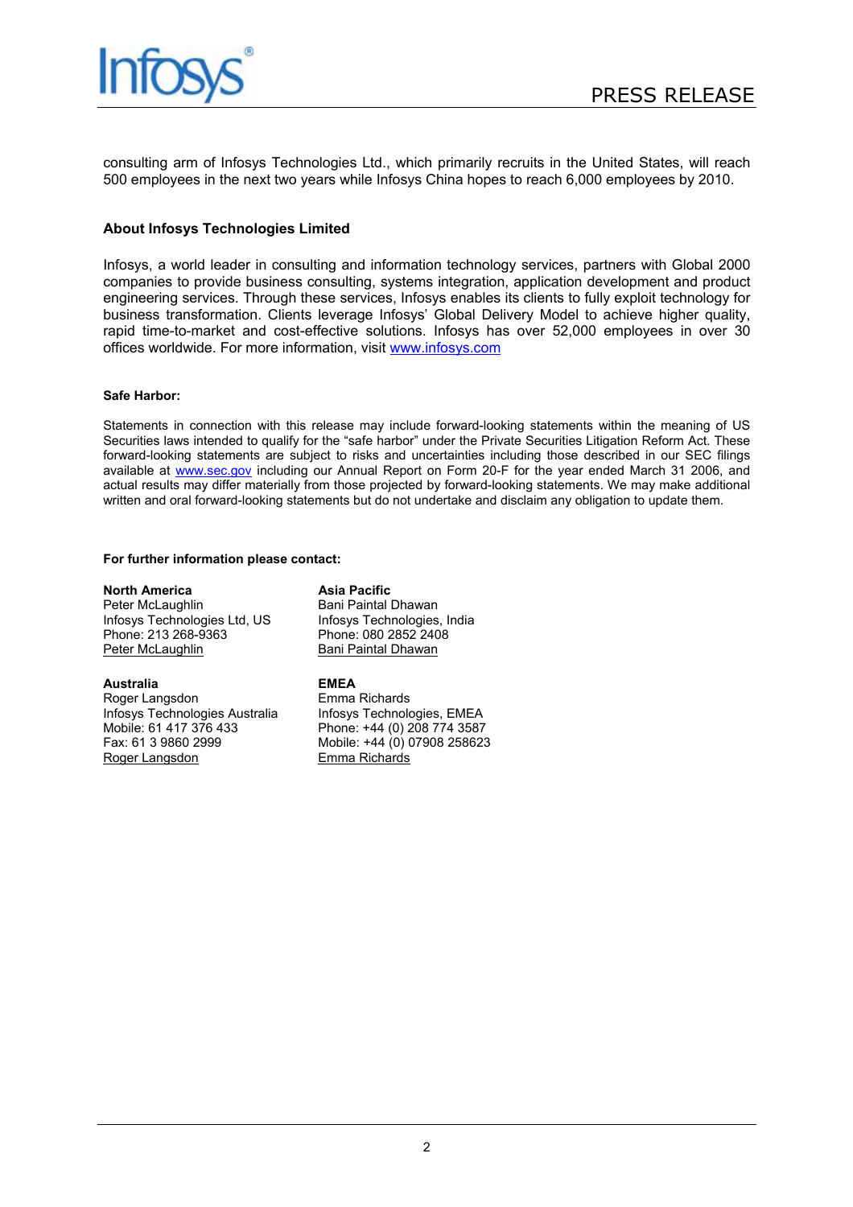consulting arm of Infosys Technologies Ltd., which primarily recruits in the United States, will reach 500 employees in the next two years while Infosys China hopes to reach 6,000 employees by 2010.

**About Infosys Technologies Limited**

Infosys, a world leader in consulting and information technology services, partners with Global 2000 companies to provide business consulting, systems integration, application development and product engineering services. Through these services, Infosys enables its clients to fully exploit technology for business transformation. Clients leverage Infosys' Global Delivery Model to achieve higher quality, rapid time-to-market and cost-effective solutions. Infosys has over 52,000 employees in over 30 offices worldwide. For more information, visit www.infosys.com

**Safe Harbor:**

Statements in connection with this release may include forward-looking statements within the meaning of US Securities laws intended to qualify for the "safe harbor" under the Private Securities Litigation Reform Act. These forward-looking statements are subject to risks and uncertainties including those described in our SEC filings available at www.sec.gov including our Annual Report on Form 20-F for the year ended March 31 2006, and actual results may differ materially from those projected by forward-looking statements. We may make additional written and oral forward-looking statements but do not undertake and disclaim any obligation to update them.

**For further information please contact:**

**North America**
Peter McLaughlin
Infosys Technologies Ltd, US
Phone: 213 268-9363
Peter McLaughlin

**Asia Pacific**
Bani Paintal Dhawan
Infosys Technologies, India
Phone: 080 2852 2408
Bani Paintal Dhawan

**Australia**
Roger Langsdon
Infosys Technologies Australia
Mobile: 61 417 376 433
Fax: 61 3 9860 2999
Roger Langsdon

**EMEA**
Emma Richards
Infosys Technologies, EMEA
Phone: +44 (0) 208 774 3587
Mobile: +44 (0) 07908 258623
Emma Richards